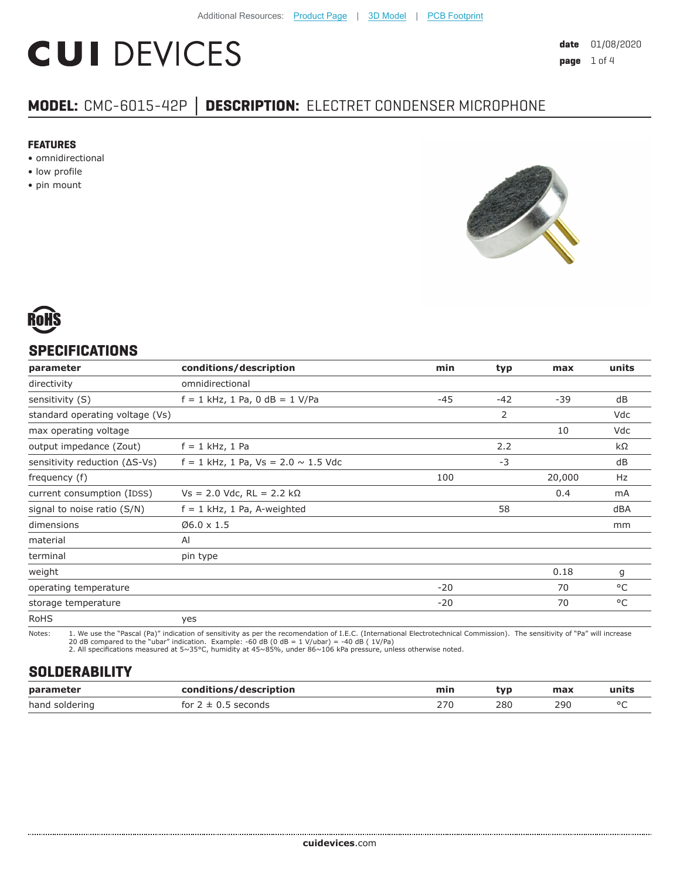Additional Resources: Product Page | 3D Model | PCB Footprint

# CUI DEVICES

**date** 01/08/2020

## MODEL: CMC-6015-42P | DESCRIPTION: ELECTRET CONDENSER MICROPHONE

### FEATURES

- omnidirectional
- low profile
- pin mount

## SPECIFICATIONS

| parameter | conditions/description | min | typ | max | units |
|---|---|---|---|---|---|
| directivity | omnidirectional | | | | |
| sensitivity (S) | f = 1 kHz, 1 Pa, 0 dB = 1 V/Pa | -45 | -42 | -39 | dB |
| standard operating voltage (Vs) | | | 2 | | Vdc |
| max operating voltage | | | | 10 | Vdc |
| output impedance (Zout) | f = 1 kHz, 1 Pa | | 2.2 | | kΩ |
| sensitivity reduction (ΔS-Vs) | f = 1 kHz, 1 Pa, Vs = 2.0 ~ 1.5 Vdc | | -3 | | dB |
| frequency (f) | | 100 | | 20,000 | Hz |
| current consumption (IDSS) | Vs = 2.0 Vdc, RL = 2.2 kΩ | | | 0.4 | mA |
| signal to noise ratio (S/N) | f = 1 kHz, 1 Pa, A-weighted | | 58 | | dBA |
| dimensions | Ø6.0 x 1.5 | | | | mm |
| material | Al | | | | |
| terminal | pin type | | | | |
| weight | | | | 0.18 | g |
| operating temperature | | -20 | | 70 | °C |
| storage temperature | | -20 | | 70 | °C |
| RoHS | yes | | | | |

Notes:
1. We use the "Pascal (Pa)" indication of sensitivity as per the recomendation of I.E.C. (International Electrotechnical Commission). The sensitivity of "Pa" will increase 20 dB compared to the "ubar" indication. Example: -60 dB (0 dB = 1 V/ubar) = -40 dB ( 1V/Pa)
2. All specifications measured at 5~35°C, humidity at 45~85%, under 86~106 kPa pressure, unless otherwise noted.

## SOLDERABILITY

| parameter | conditions/description | min | typ | max | units |
|---|---|---|---|---|---|
| hand soldering | for 2 ± 0.5 seconds | 270 | 280 | 290 | °C |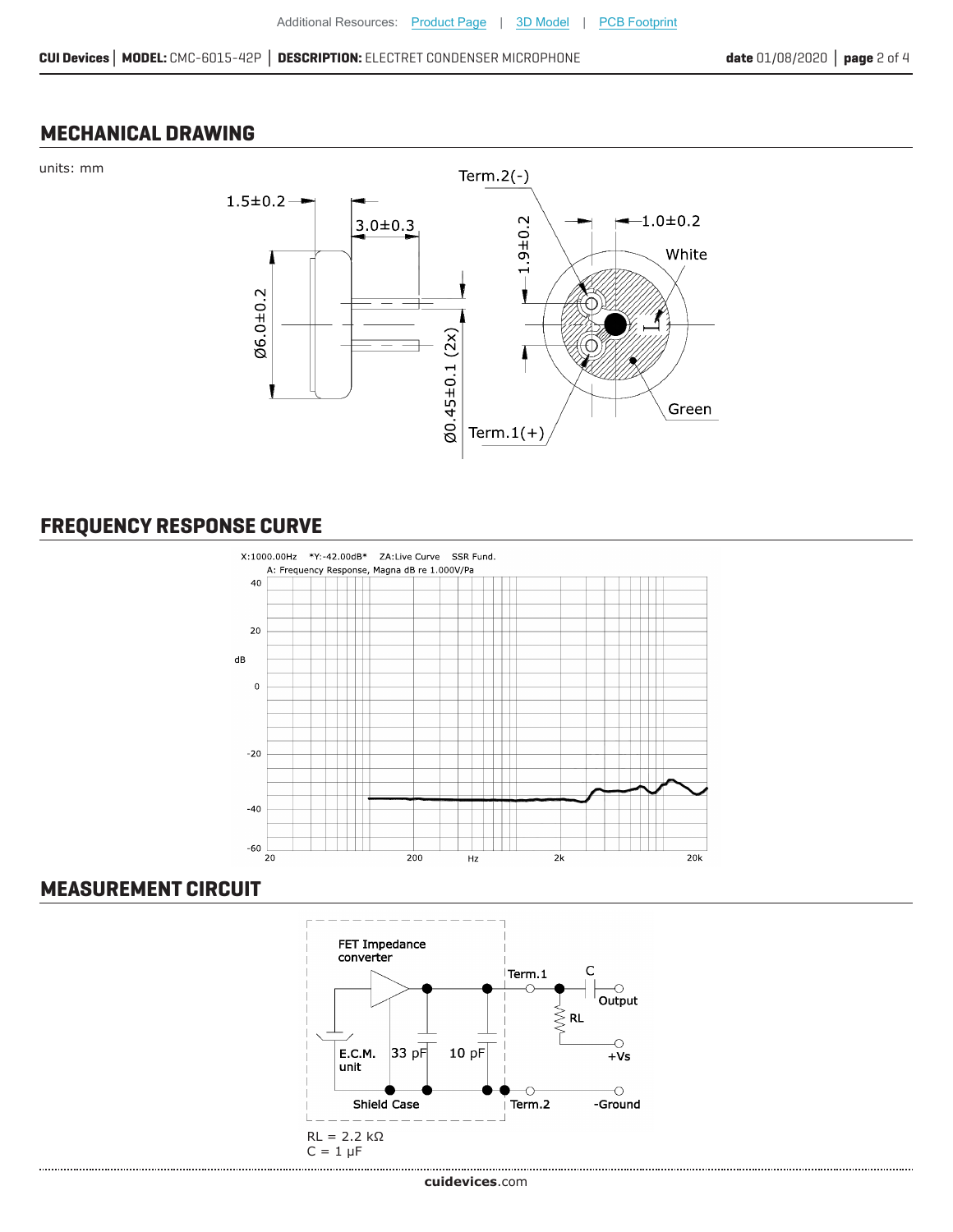Additional Resources: Product Page | 3D Model | PCB Footprint

## MECHANICAL DRAWING

units: mm

1.5±0.2

3.0±0.3

Ø6.0±0.2

Ø0.45±0.1 (2x)

Term.2(-)

1.9±0.2

1.0±0.2

White

Green

Term.1(+)

## FREQUENCY RESPONSE CURVE

X:1000.00Hz *Y:-42.00dB* ZA:Live Curve SSR Fund.

A: Frequency Response, Magna dB re 1.000V/Pa

## MEASUREMENT CIRCUIT

FET Impedance converter

E.C.M. unit

33 pF

10 pF

Shield Case

Term.1

Term.2

C

RL

Output

+Vs

-Ground

RL = 2.2 kΩ

C = 1 μF

cuidevices.com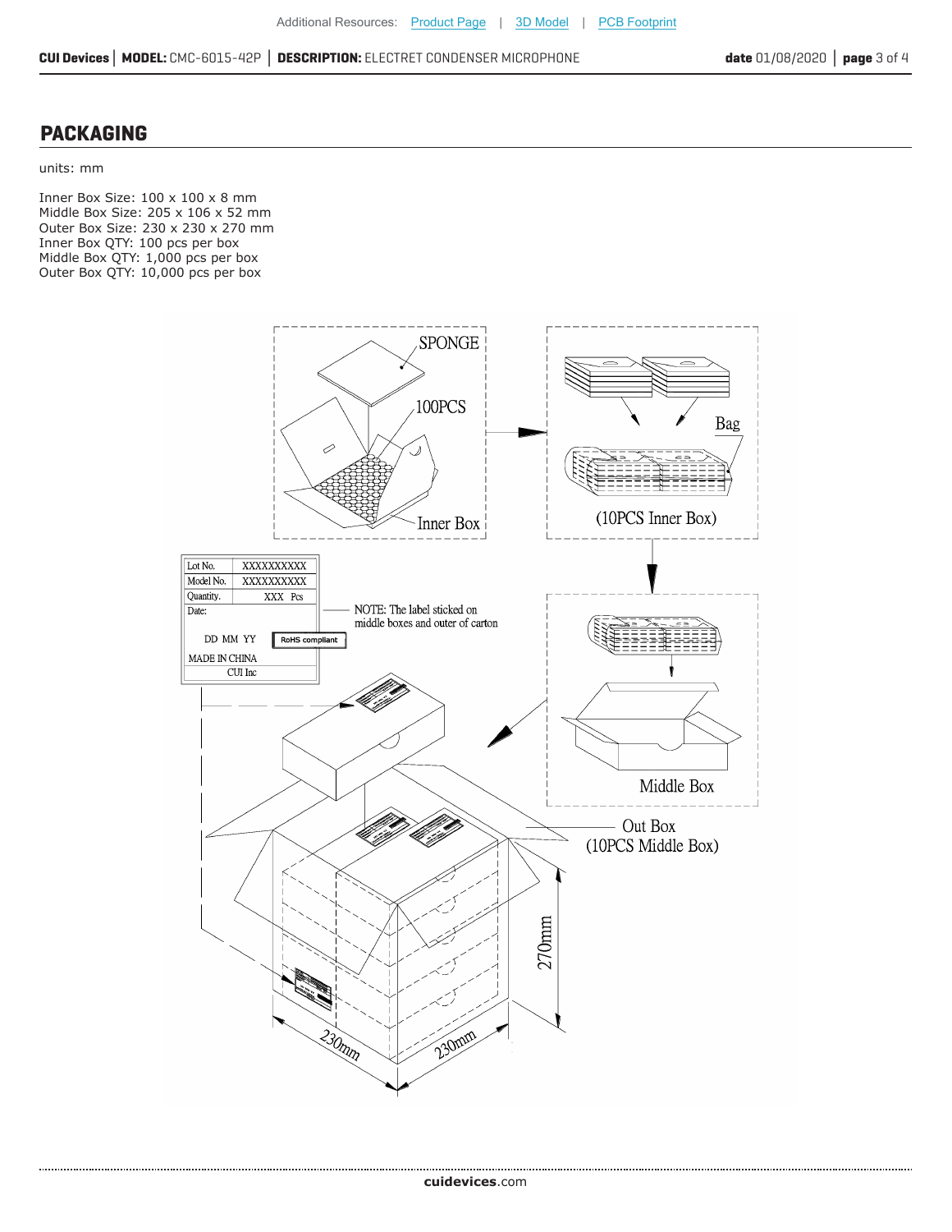## PACKAGING

units: mm

Inner Box Size: 100 x 100 x 8 mm
Middle Box Size: 205 x 106 x 52 mm
Outer Box Size: 230 x 230 x 270 mm
Inner Box QTY: 100 pcs per box
Middle Box QTY: 1,000 pcs per box
Outer Box QTY: 10,000 pcs per box

| Lot No. | XXXXXXXXXX |
|---|---|
| Model No. | XXXXXXXXXX |
| Quantity. | XXX Pcs |
| Date: DD MM YY | RoHS compliant |
| MADE IN CHINA | |
| CUI Inc | |

NOTE: The label sticked on middle boxes and outer of carton

SPONGE

100PCS

Inner Box

Bag

(10PCS Inner Box)

Middle Box

Out Box
(10PCS Middle Box)

270mm

230mm

230mm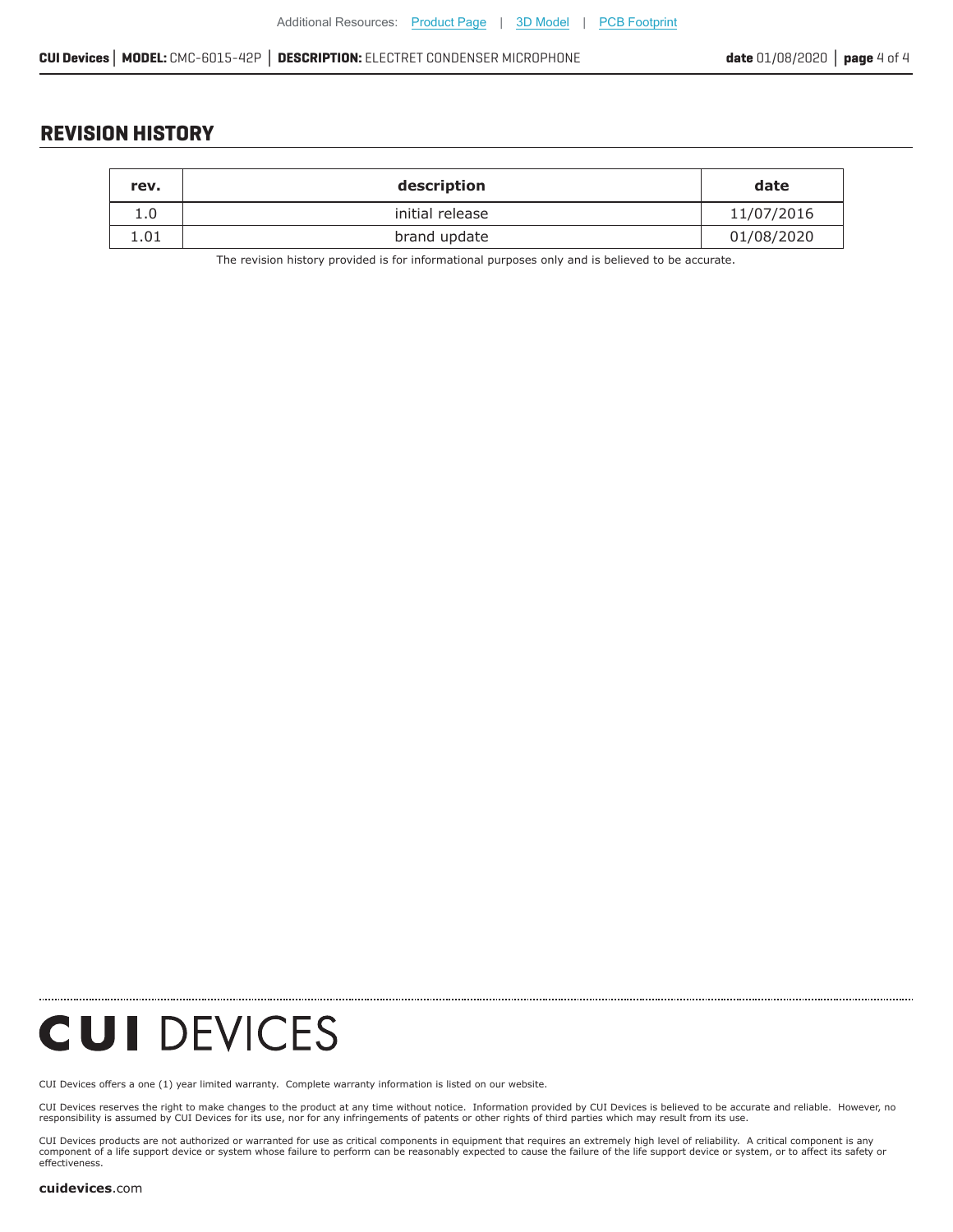## REVISION HISTORY

| rev. | description | date |
|---|---|---|
| 1.0 | initial release | 11/07/2016 |
| 1.01 | brand update | 01/08/2020 |

The revision history provided is for informational purposes only and is believed to be accurate.

CUI DEVICES

CUI Devices offers a one (1) year limited warranty. Complete warranty information is listed on our website.

CUI Devices reserves the right to make changes to the product at any time without notice. Information provided by CUI Devices is believed to be accurate and reliable. However, no responsibility is assumed by CUI Devices for its use, nor for any infringements of patents or other rights of third parties which may result from its use.

CUI Devices products are not authorized or warranted for use as critical components in equipment that requires an extremely high level of reliability. A critical component is any component of a life support device or system whose failure to perform can be reasonably expected to cause the failure of the life support device or system, or to affect its safety or effectiveness.

**cuidevices**.com